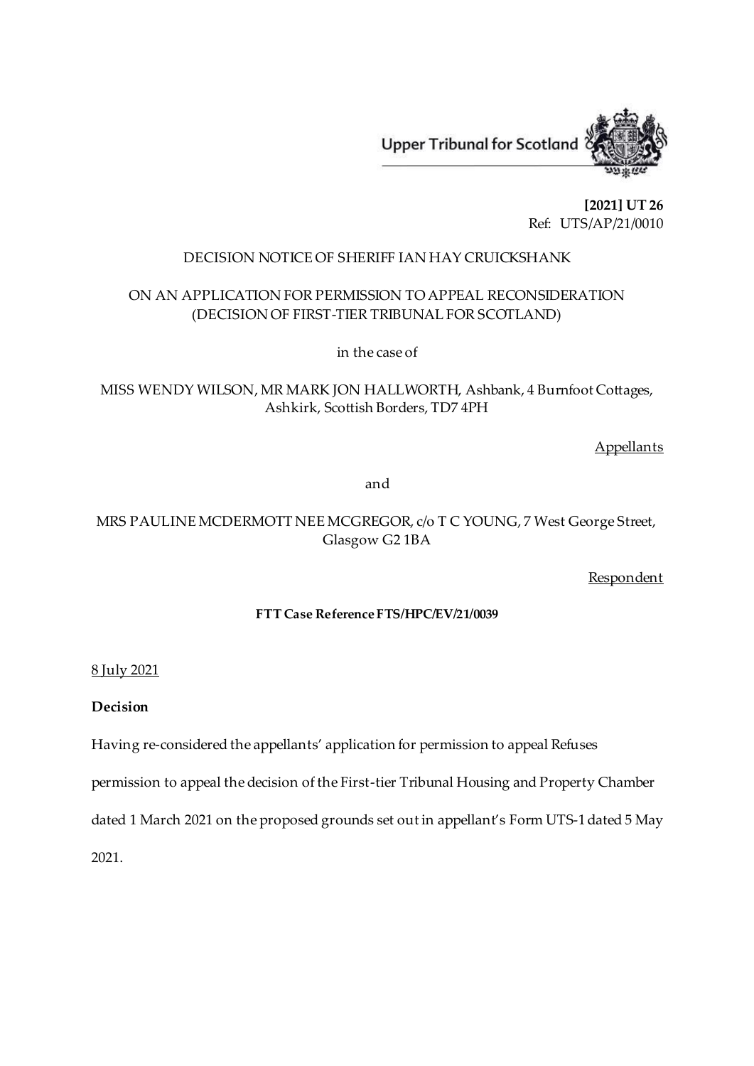Upper Tribunal for Scotland

**[2021] UT 26**
Ref: UTS/AP/21/0010

DECISION NOTICE OF SHERIFF IAN HAY CRUICKSHANK

ON AN APPLICATION FOR PERMISSION TO APPEAL RECONSIDERATION (DECISION OF FIRST-TIER TRIBUNAL FOR SCOTLAND)

in the case of

MISS WENDY WILSON, MR MARK JON HALLWORTH, Ashbank, 4 Burnfoot Cottages, Ashkirk, Scottish Borders, TD7 4PH

Appellants

and

MRS PAULINE MCDERMOTT NEE MCGREGOR, c/o T C YOUNG, 7 West George Street, Glasgow G2 1BA

Respondent

**FTT Case Reference FTS/HPC/EV/21/0039**

8 July 2021

**Decision**

Having re-considered the appellants' application for permission to appeal Refuses permission to appeal the decision of the First-tier Tribunal Housing and Property Chamber dated 1 March 2021 on the proposed grounds set out in appellant's Form UTS-1 dated 5 May 2021.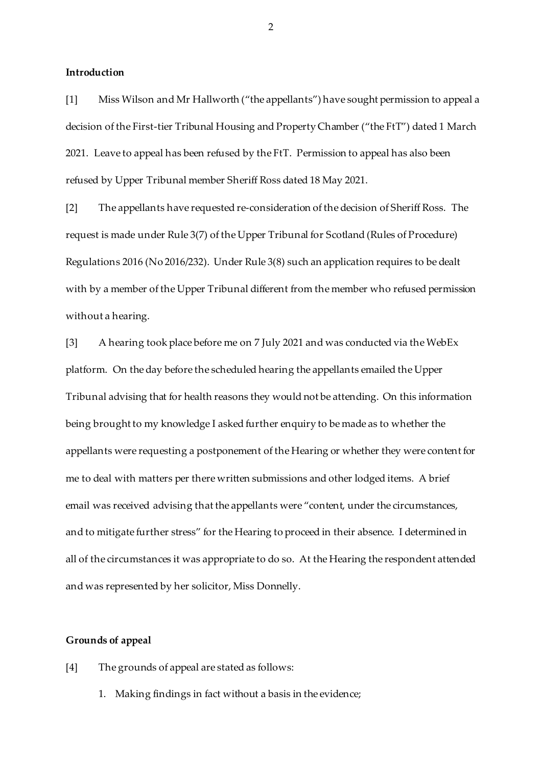**Introduction**

[1] Miss Wilson and Mr Hallworth ("the appellants") have sought permission to appeal a decision of the First-tier Tribunal Housing and Property Chamber ("the FtT") dated 1 March 2021. Leave to appeal has been refused by the FtT. Permission to appeal has also been refused by Upper Tribunal member Sheriff Ross dated 18 May 2021.

[2] The appellants have requested re-consideration of the decision of Sheriff Ross. The request is made under Rule 3(7) of the Upper Tribunal for Scotland (Rules of Procedure) Regulations 2016 (No 2016/232). Under Rule 3(8) such an application requires to be dealt with by a member of the Upper Tribunal different from the member who refused permission without a hearing.

[3] A hearing took place before me on 7 July 2021 and was conducted via the WebEx platform. On the day before the scheduled hearing the appellants emailed the Upper Tribunal advising that for health reasons they would not be attending. On this information being brought to my knowledge I asked further enquiry to be made as to whether the appellants were requesting a postponement of the Hearing or whether they were content for me to deal with matters per there written submissions and other lodged items. A brief email was received advising that the appellants were "content, under the circumstances, and to mitigate further stress" for the Hearing to proceed in their absence. I determined in all of the circumstances it was appropriate to do so. At the Hearing the respondent attended and was represented by her solicitor, Miss Donnelly.

**Grounds of appeal**

[4] The grounds of appeal are stated as follows:

1. Making findings in fact without a basis in the evidence;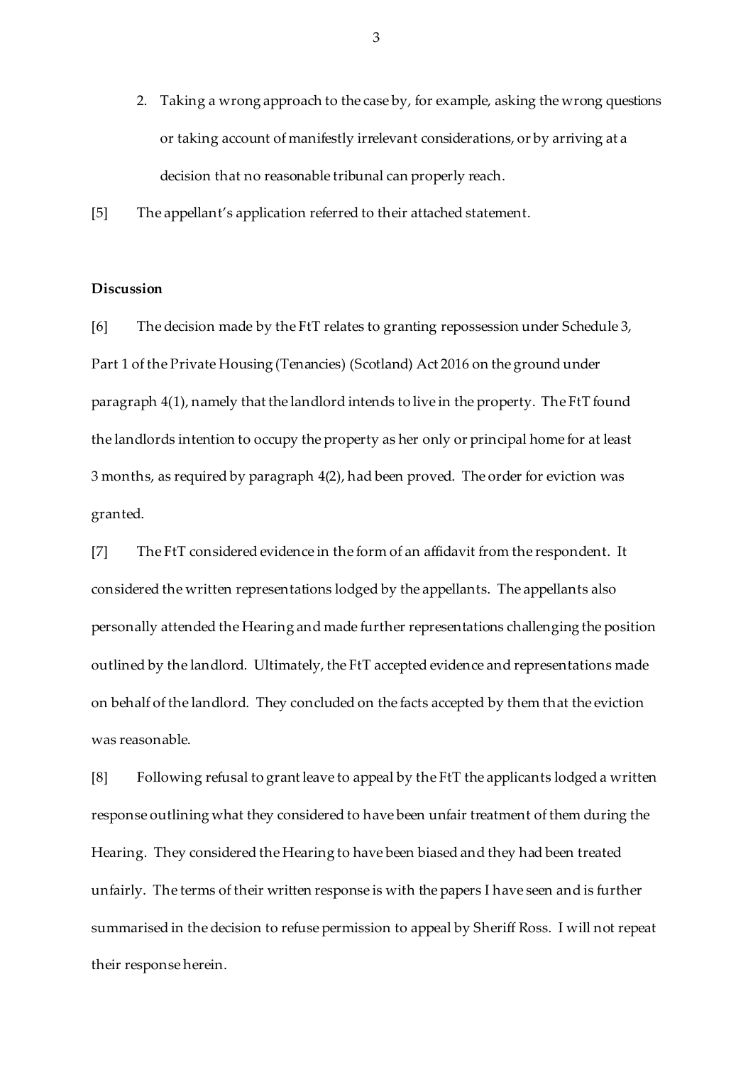2. Taking a wrong approach to the case by, for example, asking the wrong questions or taking account of manifestly irrelevant considerations, or by arriving at a decision that no reasonable tribunal can properly reach.

[5] The appellant's application referred to their attached statement.

**Discussion**

[6] The decision made by the FtT relates to granting repossession under Schedule 3, Part 1 of the Private Housing (Tenancies) (Scotland) Act 2016 on the ground under paragraph 4(1), namely that the landlord intends to live in the property. The FtT found the landlords intention to occupy the property as her only or principal home for at least 3 months, as required by paragraph 4(2), had been proved. The order for eviction was granted.

[7] The FtT considered evidence in the form of an affidavit from the respondent. It considered the written representations lodged by the appellants. The appellants also personally attended the Hearing and made further representations challenging the position outlined by the landlord. Ultimately, the FtT accepted evidence and representations made on behalf of the landlord. They concluded on the facts accepted by them that the eviction was reasonable.

[8] Following refusal to grant leave to appeal by the FtT the applicants lodged a written response outlining what they considered to have been unfair treatment of them during the Hearing. They considered the Hearing to have been biased and they had been treated unfairly. The terms of their written response is with the papers I have seen and is further summarised in the decision to refuse permission to appeal by Sheriff Ross. I will not repeat their response herein.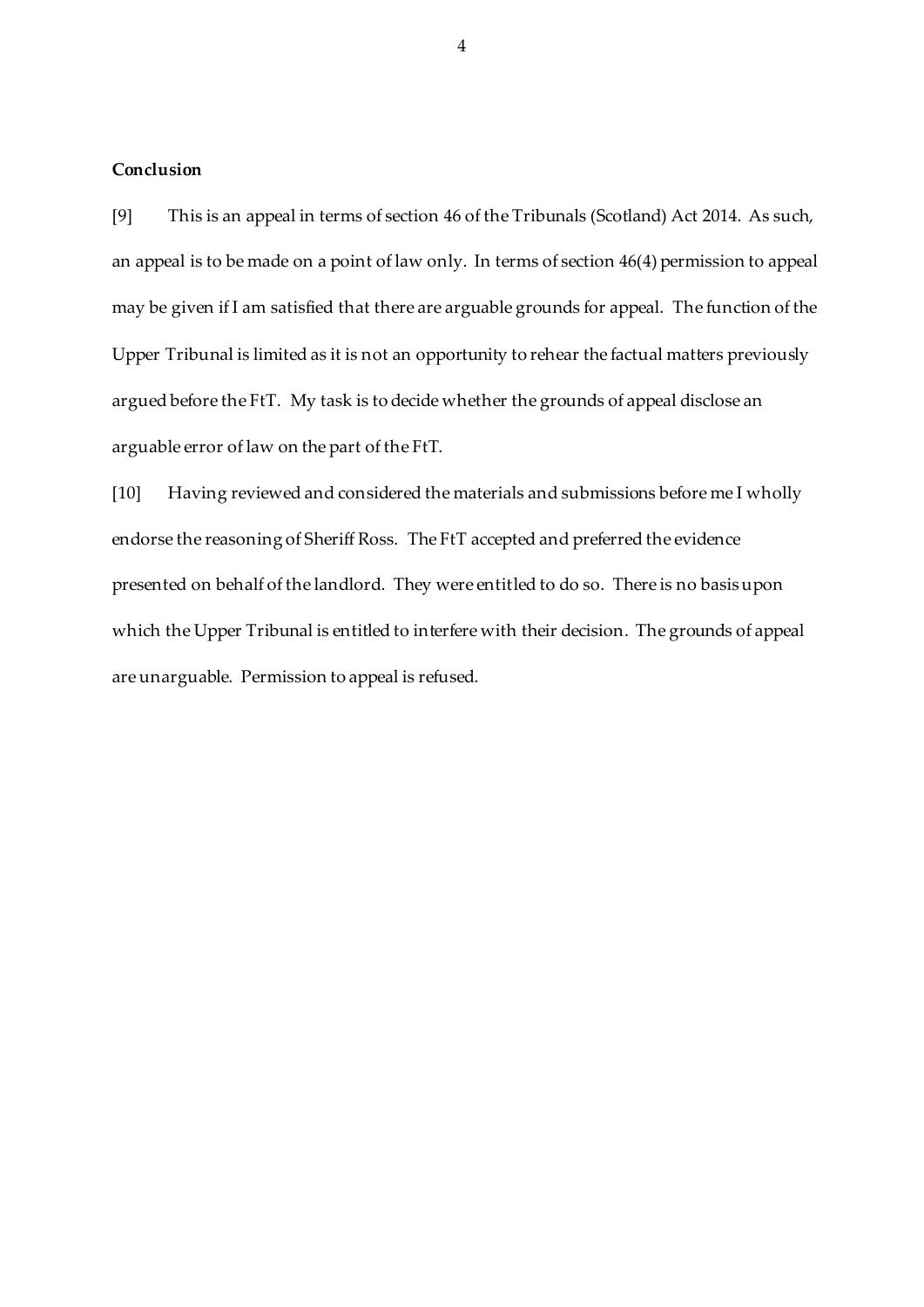**Conclusion**

[9] This is an appeal in terms of section 46 of the Tribunals (Scotland) Act 2014. As such, an appeal is to be made on a point of law only. In terms of section 46(4) permission to appeal may be given if I am satisfied that there are arguable grounds for appeal. The function of the Upper Tribunal is limited as it is not an opportunity to rehear the factual matters previously argued before the FtT. My task is to decide whether the grounds of appeal disclose an arguable error of law on the part of the FtT.

[10] Having reviewed and considered the materials and submissions before me I wholly endorse the reasoning of Sheriff Ross. The FtT accepted and preferred the evidence presented on behalf of the landlord. They were entitled to do so. There is no basis upon which the Upper Tribunal is entitled to interfere with their decision. The grounds of appeal are unarguable. Permission to appeal is refused.